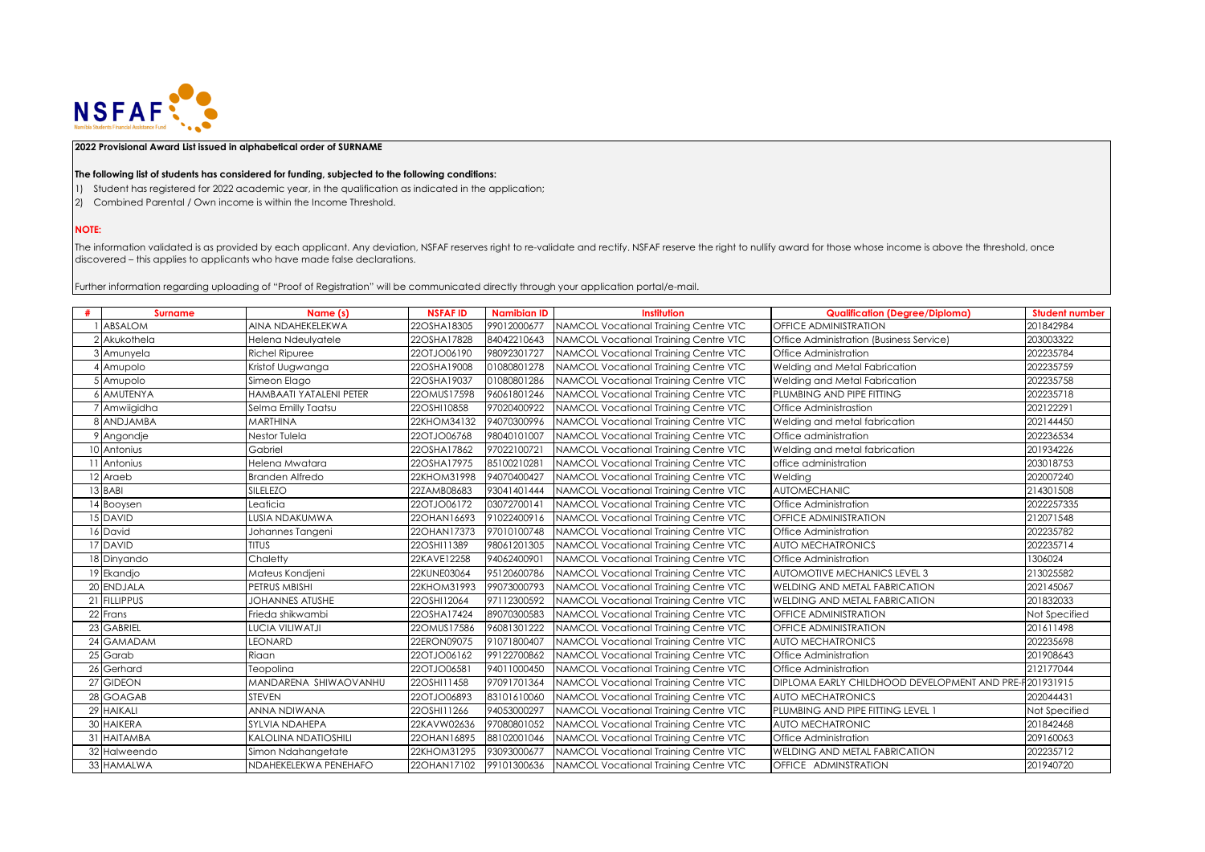NSFAF

**2022 Provisional Award List issued in alphabetical order of SURNAME**

**The following list of students has considered for funding, subjected to the following conditions:**

1) Student has registered for 2022 academic year, in the qualification as indicated in the application;
2) Combined Parental / Own income is within the Income Threshold.

**NOTE:**

The information validated is as provided by each applicant. Any deviation, NSFAF reserves right to re-validate and rectify. NSFAF reserve the right to nullify award for those whose income is above the threshold, once discovered – this applies to applicants who have made false declarations.

Further information regarding uploading of "Proof of Registration" will be communicated directly through your application portal/e-mail.

| # | Surname | Name (s) | NSFAF ID | Namibian ID | Institution | Qualification (Degree/Diploma) | Student number |
|---|---|---|---|---|---|---|---|
| 1 | ABSALOM | AINA NDAHEKELEKWA | 22OSHA18305 | 99012000677 | NAMCOL Vocational Training Centre VTC | OFFICE ADMINISTRATION | 201842984 |
| 2 | Akukothela | Helena Ndeulyatele | 22OSHA17828 | 84042210643 | NAMCOL Vocational Training Centre VTC | Office Administration (Business Service) | 203003322 |
| 3 | Amunyela | Richel Ripuree | 22OTJO06190 | 98092301727 | NAMCOL Vocational Training Centre VTC | Office Administration | 202235784 |
| 4 | Amupolo | Kristof Uugwanga | 22OSHA19008 | 01080801278 | NAMCOL Vocational Training Centre VTC | Welding and Metal Fabrication | 202235759 |
| 5 | Amupolo | Simeon Elago | 22OSHA19037 | 01080801286 | NAMCOL Vocational Training Centre VTC | Welding and Metal Fabrication | 202235758 |
| 6 | AMUTENYA | HAMBAATI YATALENI PETER | 22OMUS17598 | 96061801246 | NAMCOL Vocational Training Centre VTC | PLUMBING AND PIPE FITTING | 202235718 |
| 7 | Amwiigidha | Selma Emilly Taatsu | 22OSHI10858 | 97020400922 | NAMCOL Vocational Training Centre VTC | Office Administration | 202122291 |
| 8 | ANDJAMBA | MARTHINA | 22KHOM34132 | 94070300996 | NAMCOL Vocational Training Centre VTC | Welding and metal fabrication | 202144450 |
| 9 | Angondje | Nestor Tulela | 22OTJO06768 | 98040101007 | NAMCOL Vocational Training Centre VTC | Office administration | 202236534 |
| 10 | Antonius | Gabriel | 22OSHA17862 | 97022100721 | NAMCOL Vocational Training Centre VTC | Welding and metal fabrication | 201934226 |
| 11 | Antonius | Helena Mwatara | 22OSHA17975 | 85100210281 | NAMCOL Vocational Training Centre VTC | office administration | 203018753 |
| 12 | Araeb | Branden Alfredo | 22KHOM31998 | 94070400427 | NAMCOL Vocational Training Centre VTC | Welding | 202007240 |
| 13 | BABI | SILELEZO | 22ZAMB08683 | 93041401444 | NAMCOL Vocational Training Centre VTC | AUTOMECHANIC | 214301508 |
| 14 | Booysen | Leaticia | 22OTJO06172 | 03072700141 | NAMCOL Vocational Training Centre VTC | Office Administration | 2022257335 |
| 15 | DAVID | LUSIA NDAKUMWA | 22OHAN16693 | 91022400916 | NAMCOL Vocational Training Centre VTC | OFFICE ADMINISTRATION | 212071548 |
| 16 | David | Johannes Tangeni | 22OHAN17373 | 97010100748 | NAMCOL Vocational Training Centre VTC | Office Administration | 202235782 |
| 17 | DAVID | TITUS | 22OSHI11389 | 98061201305 | NAMCOL Vocational Training Centre VTC | AUTO MECHATRONICS | 202235714 |
| 18 | Dinyando | Chaletty | 22KAVE12258 | 94062400901 | NAMCOL Vocational Training Centre VTC | Office Administration | 1306024 |
| 19 | Ekandjo | Mateus Kondjeni | 22KUNE03064 | 95120600786 | NAMCOL Vocational Training Centre VTC | AUTOMOTIVE MECHANICS LEVEL 3 | 213025582 |
| 20 | ENDJALA | PETRUS MBISHI | 22KHOM31993 | 99073000793 | NAMCOL Vocational Training Centre VTC | WELDING AND METAL FABRICATION | 202145067 |
| 21 | FILLIPPUS | JOHANNES ATUSHE | 22OSHI12064 | 97112300592 | NAMCOL Vocational Training Centre VTC | WELDING AND METAL FABRICATION | 201832033 |
| 22 | Frans | Frieda shikwambi | 22OSHA17424 | 89070300583 | NAMCOL Vocational Training Centre VTC | OFFICE ADMINISTRATION | Not Specified |
| 23 | GABRIEL | LUCIA VILIWATJI | 22OMUS17586 | 96081301222 | NAMCOL Vocational Training Centre VTC | OFFICE ADMINISTRATION | 201611498 |
| 24 | GAMADAM | LEONARD | 22ERON09075 | 91071800407 | NAMCOL Vocational Training Centre VTC | AUTO MECHATRONICS | 202235698 |
| 25 | Garab | Riaan | 22OTJO06162 | 99122700862 | NAMCOL Vocational Training Centre VTC | Office Administration | 201908643 |
| 26 | Gerhard | Teopolina | 22OTJO06581 | 94011000450 | NAMCOL Vocational Training Centre VTC | Office Administration | 212177044 |
| 27 | GIDEON | MANDARENA SHIWAOVANHU | 22OSHI11458 | 97091701364 | NAMCOL Vocational Training Centre VTC | DIPLOMA EARLY CHILDHOOD DEVELOPMENT AND PRE-F | 201931915 |
| 28 | GOAGAB | STEVEN | 22OTJO06893 | 83101610060 | NAMCOL Vocational Training Centre VTC | AUTO MECHATRONICS | 202044431 |
| 29 | HAIKALI | ANNA NDIWANA | 22OSHI11266 | 94053000297 | NAMCOL Vocational Training Centre VTC | PLUMBING AND PIPE FITTING LEVEL 1 | Not Specified |
| 30 | HAIKERA | SYLVIA NDAHEPA | 22KAVW02636 | 97080801052 | NAMCOL Vocational Training Centre VTC | AUTO MECHATRONIC | 201842468 |
| 31 | HAITAMBA | KALOLINA NDATIOSHILI | 22OHAN16895 | 88102001046 | NAMCOL Vocational Training Centre VTC | Office Administration | 209160063 |
| 32 | Halweendo | Simon Ndahangetate | 22KHOM31295 | 93093000677 | NAMCOL Vocational Training Centre VTC | WELDING AND METAL FABRICATION | 202235712 |
| 33 | HAMALWA | NDAHEKELEKWA PENEHAFO | 22OHAN17102 | 99101300636 | NAMCOL Vocational Training Centre VTC | OFFICE ADMINSTRATION | 201940720 |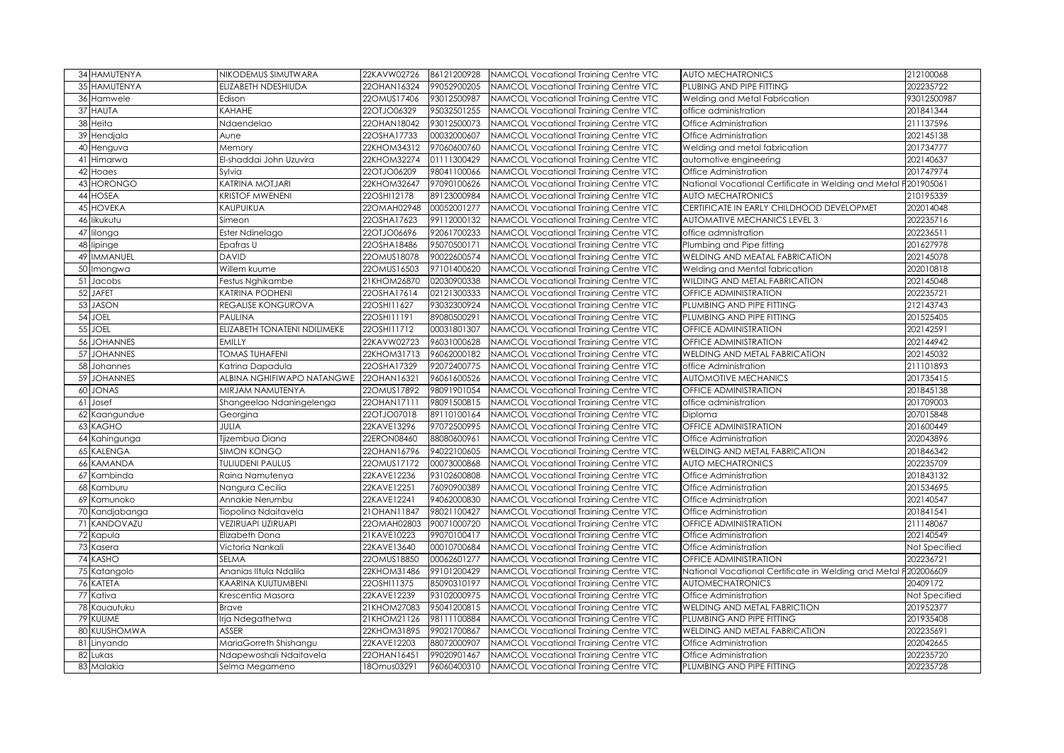| | | | | | | | |
|---|---|---|---|---|---|---|---|
| 34 | HAMUTENYA | NIKODEMUS SIMUTWARA | 22KAVW02726 | 86121200928 | NAMCOL Vocational Training Centre VTC | AUTO MECHATRONICS | 212100068 |
| 35 | HAMUTENYA | ELIZABETH NDESHIUDA | 22OHAN16324 | 99052900205 | NAMCOL Vocational Training Centre VTC | PLUBING AND PIPE FITTING | 202235722 |
| 36 | Hamwele | Edison | 22OMUS17406 | 93012500987 | NAMCOL Vocational Training Centre VTC | Welding and Metal Fabrication | 93012500987 |
| 37 | HAUTA | KAHAHE | 22OTJO06329 | 95032501255 | NAMCOL Vocational Training Centre VTC | office administration | 201841344 |
| 38 | Heita | Ndaendelao | 22OHAN18042 | 93012500073 | NAMCOL Vocational Training Centre VTC | Office Administration | 211137596 |
| 39 | Hendjala | Aune | 22OSHA17733 | 00032000607 | NAMCOL Vocational Training Centre VTC | Office Administration | 202145138 |
| 40 | Henguva | Memory | 22KHOM34312 | 97060600760 | NAMCOL Vocational Training Centre VTC | Welding and metal fabrication | 201734777 |
| 41 | Himarwa | El-shaddai John Uzuvira | 22KHOM32274 | 01111300429 | NAMCOL Vocational Training Centre VTC | automotive engineering | 202140637 |
| 42 | Hoaes | Sylvia | 22OTJO06209 | 98041100066 | NAMCOL Vocational Training Centre VTC | Office Administration | 201747974 |
| 43 | HORONGO | KATRINA MOTJARI | 22KHOM32647 | 97090100626 | NAMCOL Vocational Training Centre VTC | National Vocational Certificate in Welding and Metal F | 201905061 |
| 44 | HOSEA | KRISTOF MWENENI | 22OSHI12178 | 89123000984 | NAMCOL Vocational Training Centre VTC | AUTO MECHATRONICS | 210195339 |
| 45 | HOVEKA | KAUPUIKUA | 22OMAH02948 | 00052001277 | NAMCOL Vocational Training Centre VTC | CERTIFICATE IN EARLY CHILDHOOD DEVELOPMET | 202014048 |
| 46 | Iikukutu | Simeon | 22OSHA17623 | 99112000132 | NAMCOL Vocational Training Centre VTC | AUTOMATIVE MECHANICS LEVEL 3 | 202235716 |
| 47 | Iilonga | Ester Ndinelago | 22OTJO06696 | 92061700233 | NAMCOL Vocational Training Centre VTC | office admnistration | 202236511 |
| 48 | Iipinge | Epafras U | 22OSHA18486 | 95070500171 | NAMCOL Vocational Training Centre VTC | Plumbing and Pipe fitting | 201627978 |
| 49 | IMMANUEL | DAVID | 22OMUS18078 | 90022600574 | NAMCOL Vocational Training Centre VTC | WELDING AND MEATAL FABRICATION | 202145078 |
| 50 | Imongwa | Willem kuume | 22OMUS16503 | 97101400620 | NAMCOL Vocational Training Centre VTC | Welding and Mental fabrication | 202010818 |
| 51 | Jacobs | Festus Nghikambe | 21KHOM26870 | 02030900338 | NAMCOL Vocational Training Centre VTC | WILDING AND METAL FABRICATION | 202145048 |
| 52 | JAFET | KATRINA PODHENI | 22OSHA17614 | 02121300333 | NAMCOL Vocational Training Centre VTC | OFFICE ADMINISTRATION | 202235721 |
| 53 | JASON | REGALISE KONGUROVA | 22OSHI11627 | 93032300924 | NAMCOL Vocational Training Centre VTC | PLUMBING AND PIPE FITTING | 212143743 |
| 54 | JOEL | PAULINA | 22OSHI11191 | 89080500291 | NAMCOL Vocational Training Centre VTC | PLUMBING AND PIPE FITTING | 201525405 |
| 55 | JOEL | ELIZABETH TONATENI NDILIMEKE | 22OSHI11712 | 00031801307 | NAMCOL Vocational Training Centre VTC | OFFICE ADMINISTRATION | 202142591 |
| 56 | JOHANNES | EMILLY | 22KAVW02723 | 96031000628 | NAMCOL Vocational Training Centre VTC | OFFICE ADMINISTRATION | 202144942 |
| 57 | JOHANNES | TOMAS TUHAFENI | 22KHOM31713 | 96062000182 | NAMCOL Vocational Training Centre VTC | WELDING AND METAL FABRICATION | 202145032 |
| 58 | Johannes | Katrina Dapadula | 22OSHA17329 | 92072400775 | NAMCOL Vocational Training Centre VTC | office Administration | 211101893 |
| 59 | JOHANNES | ALBINA NGHIFIWAPO NATANGWE | 22OHAN16321 | 96061600526 | NAMCOL Vocational Training Centre VTC | AUTOMOTIVE MECHANICS | 201735415 |
| 60 | JONAS | MIRJAM NAMUTENYA | 22OMUS17892 | 98091901054 | NAMCOL Vocational Training Centre VTC | OFFICE ADMINISTRATION | 201845138 |
| 61 | Josef | Shangeelao Ndaningelenga | 22OHAN17111 | 98091500815 | NAMCOL Vocational Training Centre VTC | office administration | 201709003 |
| 62 | Kaangundue | Georgina | 22OTJO07018 | 89110100164 | NAMCOL Vocational Training Centre VTC | Diploma | 207015848 |
| 63 | KAGHO | JULIA | 22KAVE13296 | 97072500995 | NAMCOL Vocational Training Centre VTC | OFFICE ADMINISTRATION | 201600449 |
| 64 | Kahingunga | Tjizembua Diana | 22ERON08460 | 88080600961 | NAMCOL Vocational Training Centre VTC | Office Administration | 202043896 |
| 65 | KALENGA | SIMON KONGO | 22OHAN16796 | 94022100605 | NAMCOL Vocational Training Centre VTC | WELDING AND METAL FABRICATION | 201846342 |
| 66 | KAMANDA | TULIUDENI PAULUS | 22OMUS17172 | 00073000868 | NAMCOL Vocational Training Centre VTC | AUTO MECHATRONICS | 202235709 |
| 67 | Kambinda | Raina Namutenya | 22KAVE12236 | 93102600808 | NAMCOL Vocational Training Centre VTC | Office Administration | 201843132 |
| 68 | Kamburu | Nangura Cecilia | 22KAVE12251 | 76090900389 | NAMCOL Vocational Training Centre VTC | Office Administration | 201534695 |
| 69 | Kamunoko | Annakie Nerumbu | 22KAVE12241 | 94062000830 | NAMCOL Vocational Training Centre VTC | Office Administration | 202140547 |
| 70 | Kandjabanga | Tiopolina Ndaitavela | 21OHAN11847 | 98021100427 | NAMCOL Vocational Training Centre VTC | Office Administration | 201841541 |
| 71 | KANDOVAZU | VEZIRUAPI UZIRUAPI | 22OMAH02803 | 90071000720 | NAMCOL Vocational Training Centre VTC | OFFICE ADMINISTRATION | 211148067 |
| 72 | Kapula | Elizabeth Dona | 21KAVE10223 | 99070100417 | NAMCOL Vocational Training Centre VTC | Office Administration | 202140549 |
| 73 | Kasera | Victoria Nankali | 22KAVE13640 | 00010700684 | NAMCOL Vocational Training Centre VTC | Office Administration | Not Specified |
| 74 | KASHO | SELMA | 22OMUS18850 | 00062601277 | NAMCOL Vocational Training Centre VTC | OFFICE ADMINISTRATION | 202236721 |
| 75 | Katangolo | Ananias Iitula Ndalila | 22KHOM31486 | 99101200429 | NAMCOL Vocational Training Centre VTC | National Vocational Certificate in Welding and Metal F | 202006609 |
| 76 | KATETA | KAARINA KUUTUMBENI | 22OSHI11375 | 85090310197 | NAMCOL Vocational Training Centre VTC | AUTOMECHATRONICS | 20409172 |
| 77 | Kativa | Krescentia Masora | 22KAVE12239 | 93102000975 | NAMCOL Vocational Training Centre VTC | Office Administration | Not Specified |
| 78 | Kauautuku | Brave | 21KHOM27083 | 95041200815 | NAMCOL Vocational Training Centre VTC | WELDING AND METAL FABRICTION | 201952377 |
| 79 | KUUME | Irja Ndegathetwa | 21KHOM21126 | 98111100884 | NAMCOL Vocational Training Centre VTC | PLUMBING AND PIPE FITTING | 201935408 |
| 80 | KUUSHOMWA | ASSER | 22KHOM31895 | 99021700867 | NAMCOL Vocational Training Centre VTC | WELDING AND METAL FABRICATION | 202235691 |
| 81 | Linyando | MariaGorreth Shishangu | 22KAVE12203 | 88072000907 | NAMCOL Vocational Training Centre VTC | Office Administration | 202042665 |
| 82 | Lukas | Ndapewoshali Ndaitavela | 22OHAN16451 | 99020901467 | NAMCOL Vocational Training Centre VTC | Office Administration | 202235720 |
| 83 | Malakia | Selma Megameno | 18Omus03291 | 96060400310 | NAMCOL Vocational Training Centre VTC | PLUMBING AND PIPE FITTING | 202235728 |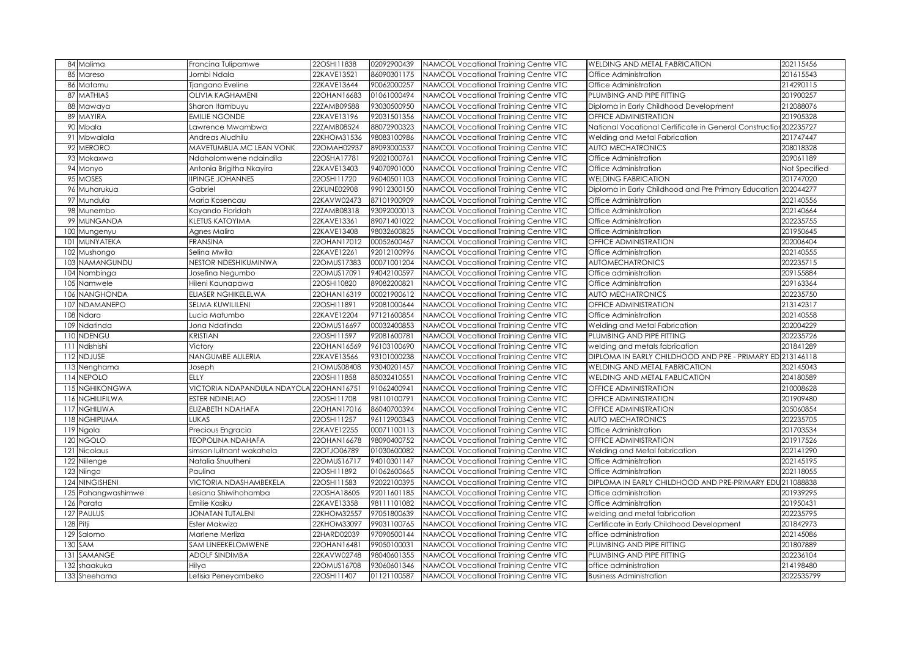| 84 | Malima | Francina Tulipamwe | 22OSHI11838 | 02092900439 | NAMCOL Vocational Training Centre VTC | WELDING AND METAL FABRICATION | 202115456 |
|---|---|---|---|---|---|---|---|
| 85 | Mareso | Jombi Ndala | 22KAVE13521 | 86090301175 | NAMCOL Vocational Training Centre VTC | Office Administration | 201615543 |
| 86 | Matamu | Tjangano Eveline | 22KAVE13644 | 90062000257 | NAMCOL Vocational Training Centre VTC | Office Administration | 214290115 |
| 87 | MATHIAS | OLIVIA KAGHAMENI | 22OHAN16683 | 01061000494 | NAMCOL Vocational Training Centre VTC | PLUMBING AND PIPE FITTING | 201900257 |
| 88 | Mawaya | Sharon Itambuyu | 22ZAMB09588 | 93030500950 | NAMCOL Vocational Training Centre VTC | Diploma in Early Childhood Development | 212088076 |
| 89 | MAYIRA | EMILIE NGONDE | 22KAVE13196 | 92031501356 | NAMCOL Vocational Training Centre VTC | OFFICE ADMINISTRATION | 201905328 |
| 90 | Mbala | Lawrence Mwambwa | 22ZAMB08524 | 88072900323 | NAMCOL Vocational Training Centre VTC | National Vocational Certificate in General Constructio | 202235727 |
| 91 | Mbwalala | Andreas Aludhilu | 22KHOM31536 | 98083100986 | NAMCOL Vocational Training Centre VTC | Welding and Metal Fabrication | 201747447 |
| 92 | MERORO | MAVETUMBUA MC LEAN VONK | 22OMAH02937 | 89093000537 | NAMCOL Vocational Training Centre VTC | AUTO MECHATRONICS | 208018328 |
| 93 | Mokaxwa | Ndahalomwene ndaindila | 22OSHA17781 | 92021000761 | NAMCOL Vocational Training Centre VTC | Office Administration | 209061189 |
| 94 | Monyo | Antonia Brigitha Nkayira | 22KAVE13403 | 94070901000 | NAMCOL Vocational Training Centre VTC | Office Administration | Not Specified |
| 95 | MOSES | IIPINGE JOHANNES | 22OSHI11720 | 96040501103 | NAMCOL Vocational Training Centre VTC | WELDING FABRICATION | 201747020 |
| 96 | Muharukua | Gabriel | 22KUNE02908 | 99012300150 | NAMCOL Vocational Training Centre VTC | Diploma in Early Childhood and Pre Primary Education | 202044277 |
| 97 | Mundula | Maria Kosencau | 22KAVW02473 | 87101900909 | NAMCOL Vocational Training Centre VTC | Office Administration | 202140556 |
| 98 | Munembo | Kayando Floridah | 22ZAMB08318 | 93092000013 | NAMCOL Vocational Training Centre VTC | Office Administration | 202140664 |
| 99 | MUNGANDA | KLETUS KATOYIMA | 22KAVE13361 | 89071401022 | NAMCOL Vocational Training Centre VTC | Office Administration | 202235755 |
| 100 | Mungenyu | Agnes Maliro | 22KAVE13408 | 98032600825 | NAMCOL Vocational Training Centre VTC | Office Administration | 201950645 |
| 101 | MUNYATEKA | FRANSINA | 22OHAN17012 | 00052600467 | NAMCOL Vocational Training Centre VTC | OFFICE ADMINISTRATION | 202006404 |
| 102 | Mushongo | Selina Mwila | 22KAVE12261 | 92012100996 | NAMCOL Vocational Training Centre VTC | Office Administration | 202140555 |
| 103 | NAMANGUNDU | NESTOR NDESHIKUMINWA | 22OMUS17383 | 00071001204 | NAMCOL Vocational Training Centre VTC | AUTOMECHATRONICS | 202235715 |
| 104 | Nambinga | Josefina Negumbo | 22OMUS17091 | 94042100597 | NAMCOL Vocational Training Centre VTC | Office administration | 209155884 |
| 105 | Namwele | Hileni Kaunapawa | 22OSHI10820 | 89082200821 | NAMCOL Vocational Training Centre VTC | Office Administration | 209163364 |
| 106 | NANGHONDA | ELIASER NGHIKELELWA | 22OHAN16319 | 00021900612 | NAMCOL Vocational Training Centre VTC | AUTO MECHATRONICS | 202235750 |
| 107 | NDAMANEPO | SELMA KUWILILENI | 22OSHI11891 | 92081000644 | NAMCOL Vocational Training Centre VTC | OFFICE ADMINISTRATION | 213142317 |
| 108 | Ndara | Lucia Matumbo | 22KAVE12204 | 97121600854 | NAMCOL Vocational Training Centre VTC | Office Administration | 202140558 |
| 109 | Ndatinda | Jona Ndatinda | 22OMUS16697 | 00032400853 | NAMCOL Vocational Training Centre VTC | Welding and Metal Fabrication | 202004229 |
| 110 | NDENGU | KRISTIAN | 22OSHI11597 | 92081600781 | NAMCOL Vocational Training Centre VTC | PLUMBING AND PIPE FITTING | 202235726 |
| 111 | Ndishishi | Victory | 22OHAN16569 | 96103100690 | NAMCOL Vocational Training Centre VTC | welding and metals fabrication | 201841289 |
| 112 | NDJUSE | NANGUMBE AULERIA | 22KAVE13566 | 93101000238 | NAMCOL Vocational Training Centre VTC | DIPLOMA IN EARLY CHILDHOOD AND PRE - PRIMARY ED | 213146118 |
| 113 | Nenghama | Joseph | 21OMUS08408 | 93040201457 | NAMCOL Vocational Training Centre VTC | WELDING AND METAL FABRICATION | 202145043 |
| 114 | NEPOLO | ELLY | 22OSHI11858 | 85032410551 | NAMCOL Vocational Training Centre VTC | WELDING AND METAL FABLICATION | 204180589 |
| 115 | NGHIKONGWA | VICTORIA NDAPANDULA NDAYOLA | 22OHAN16751 | 91062400941 | NAMCOL Vocational Training Centre VTC | OFFICE ADMINISTRATION | 210008628 |
| 116 | NGHILIFILWA | ESTER NDINELAO | 22OSHI11708 | 98110100791 | NAMCOL Vocational Training Centre VTC | OFFICE ADMINISTRATION | 201909480 |
| 117 | NGHILIWA | ELIZABETH NDAHAFA | 22OHAN17016 | 86040700394 | NAMCOL Vocational Training Centre VTC | OFFICE ADMINISTRATION | 205060854 |
| 118 | NGHIPUMA | LUKAS | 22OSHI11257 | 96112900343 | NAMCOL Vocational Training Centre VTC | AUTO MECHATRONICS | 202235705 |
| 119 | Ngola | Precious Engracia | 22KAVE12255 | 00071100113 | NAMCOL Vocational Training Centre VTC | Office Administration | 201703534 |
| 120 | NGOLO | TEOPOLINA NDAHAFA | 22OHAN16678 | 98090400752 | NAMCOL Vocational Training Centre VTC | OFFICE ADMINISTRATION | 201917526 |
| 121 | Nicolaus | simson luitnant wakahela | 22OTJO06789 | 01030600082 | NAMCOL Vocational Training Centre VTC | Welding and Metal fabrication | 202141290 |
| 122 | Niilenge | Natalia Shuutheni | 22OMUS16717 | 94010301147 | NAMCOL Vocational Training Centre VTC | Office Administration | 202145195 |
| 123 | Niingo | Paulina | 22OSHI11892 | 01062600665 | NAMCOL Vocational Training Centre VTC | Office Administration | 202118055 |
| 124 | NINGISHENI | VICTORIA NDASHAMBEKELA | 22OSHI11583 | 92022100395 | NAMCOL Vocational Training Centre VTC | DIPLOMA IN EARLY CHILDHOOD AND PRE-PRIMARY EDU | 211088838 |
| 125 | Pahangwashimwe | Lesiana Shiwihohamba | 22OSHA18605 | 92011601185 | NAMCOL Vocational Training Centre VTC | Office administration | 201939295 |
| 126 | Parata | Emilie Kasiku | 22KAVE13358 | 98111101082 | NAMCOL Vocational Training Centre VTC | Office Administration | 201950431 |
| 127 | PAULUS | JONATAN TUTALENI | 22KHOM32557 | 97051800639 | NAMCOL Vocational Training Centre VTC | welding and metal fabrication | 202235795 |
| 128 | Pitji | Ester Makwiza | 22KHOM33097 | 99031100765 | NAMCOL Vocational Training Centre VTC | Certificate in Early Childhood Development | 201842973 |
| 129 | Salomo | Marlene Merliza | 22HARD02039 | 97090500144 | NAMCOL Vocational Training Centre VTC | office administration | 202145086 |
| 130 | SAM | SAM LINEEKELOMWENE | 22OHAN16481 | 99050100031 | NAMCOL Vocational Training Centre VTC | PLUMBING AND PIPE FITTING | 201807889 |
| 131 | SAMANGE | ADOLF SINDIMBA | 22KAVW02748 | 98040601355 | NAMCOL Vocational Training Centre VTC | PLUMBING AND PIPE FITTING | 202236104 |
| 132 | shaakuka | Hilya | 22OMUS16708 | 93060601346 | NAMCOL Vocational Training Centre VTC | office administration | 214198480 |
| 133 | Sheehama | Letisia Peneyambeko | 22OSHI11407 | 01121100587 | NAMCOL Vocational Training Centre VTC | Business Administration | 2022535799 |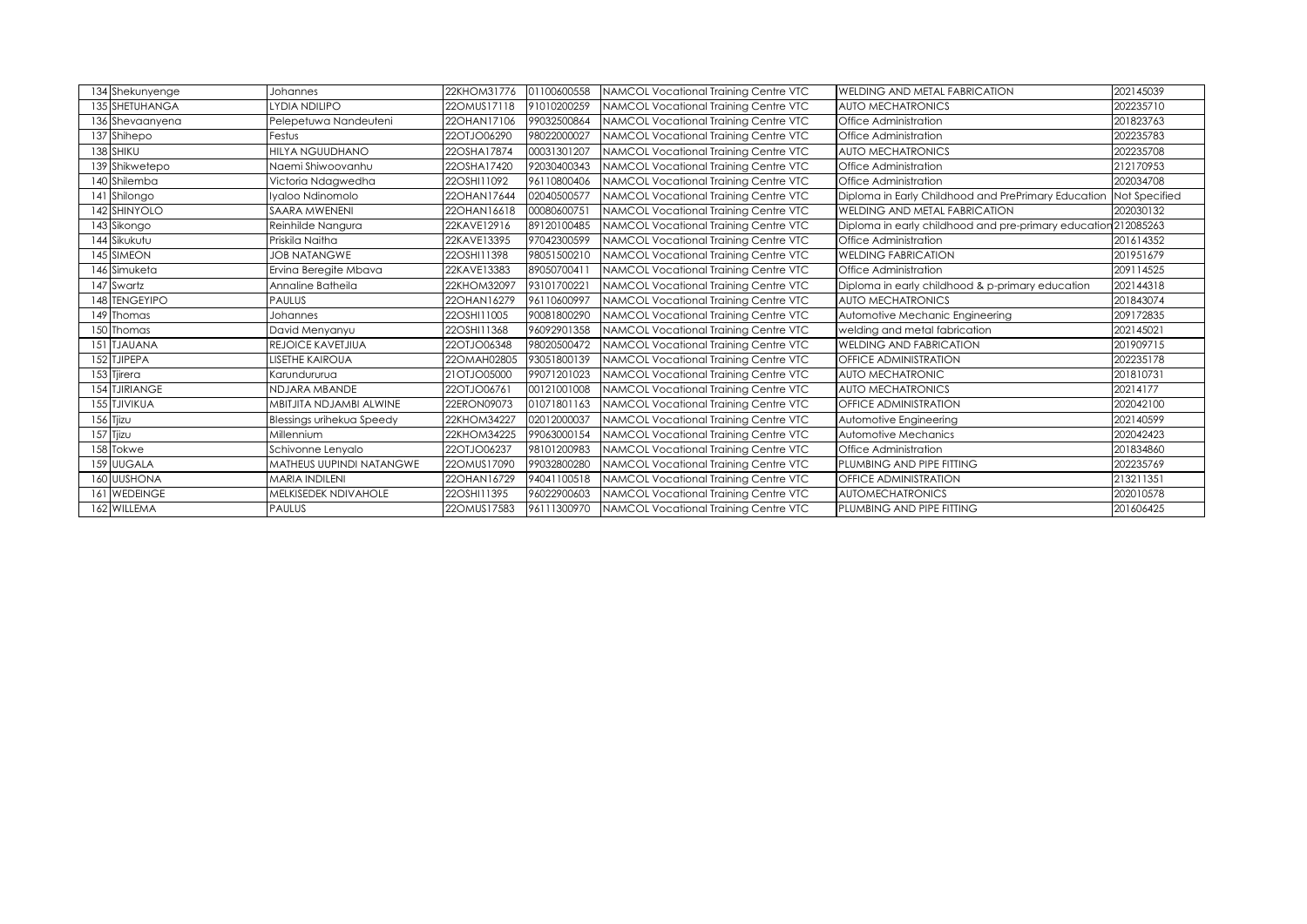| | | | | | | | |
|---|---|---|---|---|---|---|---|
| 134 | Shekunyenge | Johannes | 22KHOM31776 | 01100600558 | NAMCOL Vocational Training Centre VTC | WELDING AND METAL FABRICATION | 202145039 |
| 135 | SHETUHANGA | LYDIA NDILIPO | 22OMUS17118 | 91010200259 | NAMCOL Vocational Training Centre VTC | AUTO MECHATRONICS | 202235710 |
| 136 | Shevaanyena | Pelepetuwa Nandeuteni | 22OHAN17106 | 99032500864 | NAMCOL Vocational Training Centre VTC | Office Administration | 201823763 |
| 137 | Shihepo | Festus | 22OTJO06290 | 98022000027 | NAMCOL Vocational Training Centre VTC | Office Administration | 202235783 |
| 138 | SHIKU | HILYA NGUUDHANO | 22OSHA17874 | 00031301207 | NAMCOL Vocational Training Centre VTC | AUTO MECHATRONICS | 202235708 |
| 139 | Shikwetepo | Naemi Shiwoovanhu | 22OSHA17420 | 92030400343 | NAMCOL Vocational Training Centre VTC | Office Administration | 212170953 |
| 140 | Shilemba | Victoria Ndagwedha | 22OSHI11092 | 96110800406 | NAMCOL Vocational Training Centre VTC | Office Administration | 202034708 |
| 141 | Shilongo | Iyaloo Ndinomolo | 22OHAN17644 | 02040500577 | NAMCOL Vocational Training Centre VTC | Diploma in Early Childhood and PrePrimary Education | Not Specified |
| 142 | SHINYOLO | SAARA MWENENI | 22OHAN16618 | 00080600751 | NAMCOL Vocational Training Centre VTC | WELDING AND METAL FABRICATION | 202030132 |
| 143 | Sikongo | Reinhilde Nangura | 22KAVE12916 | 89120100485 | NAMCOL Vocational Training Centre VTC | Diploma in early childhood and pre-primary education | 212085263 |
| 144 | Sikukutu | Priskila Naitha | 22KAVE13395 | 97042300599 | NAMCOL Vocational Training Centre VTC | Office Administration | 201614352 |
| 145 | SIMEON | JOB NATANGWE | 22OSHI11398 | 98051500210 | NAMCOL Vocational Training Centre VTC | WELDING FABRICATION | 201951679 |
| 146 | Simuketa | Ervina Beregite Mbava | 22KAVE13383 | 89050700411 | NAMCOL Vocational Training Centre VTC | Office Administration | 209114525 |
| 147 | Swartz | Annaline Batheila | 22KHOM32097 | 93101700221 | NAMCOL Vocational Training Centre VTC | Diploma in early childhood & p-primary education | 202144318 |
| 148 | TENGEYIPO | PAULUS | 22OHAN16279 | 96110600997 | NAMCOL Vocational Training Centre VTC | AUTO MECHATRONICS | 201843074 |
| 149 | Thomas | Johannes | 22OSHI11005 | 90081800290 | NAMCOL Vocational Training Centre VTC | Automotive Mechanic Engineering | 209172835 |
| 150 | Thomas | David Menyanyu | 22OSHI11368 | 96092901358 | NAMCOL Vocational Training Centre VTC | welding and metal fabrication | 202145021 |
| 151 | TJAUANA | REJOICE KAVETJIUA | 22OTJO06348 | 98020500472 | NAMCOL Vocational Training Centre VTC | WELDING AND FABRICATION | 201909715 |
| 152 | TJIPEPA | LISETHE KAIROUA | 22OMAH02805 | 93051800139 | NAMCOL Vocational Training Centre VTC | OFFICE ADMINISTRATION | 202235178 |
| 153 | Tjirera | Karundururua | 21OTJO05000 | 99071201023 | NAMCOL Vocational Training Centre VTC | AUTO MECHATRONIC | 201810731 |
| 154 | TJIRIANGE | NDJARA MBANDE | 22OTJO06761 | 00121001008 | NAMCOL Vocational Training Centre VTC | AUTO MECHATRONICS | 20214177 |
| 155 | TJIVIKUA | MBITJITA NDJAMBI ALWINE | 22ERON09073 | 01071801163 | NAMCOL Vocational Training Centre VTC | OFFICE ADMINISTRATION | 202042100 |
| 156 | Tjizu | Blessings urihekua Speedy | 22KHOM34227 | 02012000037 | NAMCOL Vocational Training Centre VTC | Automotive Engineering | 202140599 |
| 157 | Tjizu | Millennium | 22KHOM34225 | 99063000154 | NAMCOL Vocational Training Centre VTC | Automotive Mechanics | 202042423 |
| 158 | Tokwe | Schivonne Lenyalo | 22OTJO06237 | 98101200983 | NAMCOL Vocational Training Centre VTC | Office Administration | 201834860 |
| 159 | UUGALA | MATHEUS UUPINDI NATANGWE | 22OMUS17090 | 99032800280 | NAMCOL Vocational Training Centre VTC | PLUMBING AND PIPE FITTING | 202235769 |
| 160 | UUSHONA | MARIA INDILENI | 22OHAN16729 | 94041100518 | NAMCOL Vocational Training Centre VTC | OFFICE ADMINISTRATION | 213211351 |
| 161 | WEDEINGE | MELKISEDEK NDIVAHOLE | 22OSHI11395 | 96022900603 | NAMCOL Vocational Training Centre VTC | AUTOMECHATRONICS | 202010578 |
| 162 | WILLEMA | PAULUS | 22OMUS17583 | 96111300970 | NAMCOL Vocational Training Centre VTC | PLUMBING AND PIPE FITTING | 201606425 |